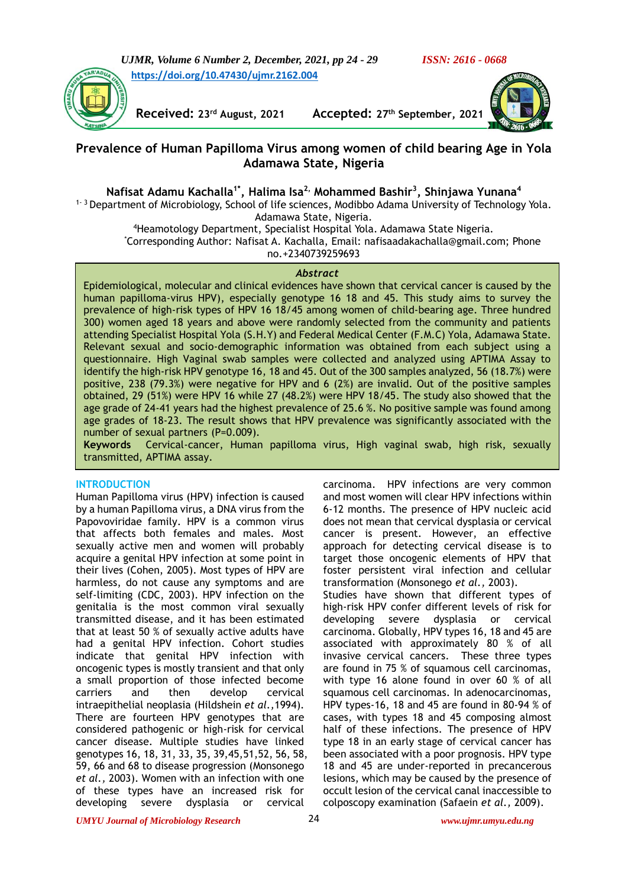https://doi.org/10.47430/ujmr.2162.004

**Received:** 23rd August, 2021 **Accepted:** 27th September, 2021

# Prevalence of Human Papilloma Virus among women of child bearing Age in Yola Adamawa State, Nigeria

**Nafisat Adamu Kachalla[1*], Halima Isa[2], Mohammed Bashir[3], Shinjawa Yunana[4]**

[1-3] Department of Microbiology, School of life sciences, Modibbo Adama University of Technology Yola. Adamawa State, Nigeria.

[4]Heamotology Department, Specialist Hospital Yola. Adamawa State Nigeria.

[*]Corresponding Author: Nafisat A. Kachalla, Email: nafisaadakachalla@gmail.com; Phone no.+2340739259693

## Abstract

Epidemiological, molecular and clinical evidences have shown that cervical cancer is caused by the human papilloma-virus HPV), especially genotype 16 18 and 45. This study aims to survey the prevalence of high-risk types of HPV 16 18/45 among women of child-bearing age. Three hundred 300) women aged 18 years and above were randomly selected from the community and patients attending Specialist Hospital Yola (S.H.Y) and Federal Medical Center (F.M.C) Yola, Adamawa State. Relevant sexual and socio-demographic information was obtained from each subject using a questionnaire. High Vaginal swab samples were collected and analyzed using APTIMA Assay to identify the high-risk HPV genotype 16, 18 and 45. Out of the 300 samples analyzed, 56 (18.7%) were positive, 238 (79.3%) were negative for HPV and 6 (2%) are invalid. Out of the positive samples obtained, 29 (51%) were HPV 16 while 27 (48.2%) were HPV 18/45. The study also showed that the age grade of 24-41 years had the highest prevalence of 25.6 %. No positive sample was found among age grades of 18-23. The result shows that HPV prevalence was significantly associated with the number of sexual partners (P=0.009).

**Keywords** Cervical-cancer, Human papilloma virus, High vaginal swab, high risk, sexually transmitted, APTIMA assay.

## INTRODUCTION

Human Papilloma virus (HPV) infection is caused by a human Papilloma virus, a DNA virus from the Papovoviridae family. HPV is a common virus that affects both females and males. Most sexually active men and women will probably acquire a genital HPV infection at some point in their lives (Cohen, 2005). Most types of HPV are harmless, do not cause any symptoms and are self-limiting (CDC, 2003). HPV infection on the genitalia is the most common viral sexually transmitted disease, and it has been estimated that at least 50 % of sexually active adults have had a genital HPV infection. Cohort studies indicate that genital HPV infection with oncogenic types is mostly transient and that only a small proportion of those infected become carriers and then develop cervical intraepithelial neoplasia (Hildshein *et al.*,1994). There are fourteen HPV genotypes that are considered pathogenic or high-risk for cervical cancer disease. Multiple studies have linked genotypes 16, 18, 31, 33, 35, 39,45,51,52, 56, 58, 59, 66 and 68 to disease progression (Monsonego *et al.*, 2003). Women with an infection with one of these types have an increased risk for developing severe dysplasia or cervical carcinoma. HPV infections are very common and most women will clear HPV infections within 6-12 months. The presence of HPV nucleic acid does not mean that cervical dysplasia or cervical cancer is present. However, an effective approach for detecting cervical disease is to target those oncogenic elements of HPV that foster persistent viral infection and cellular transformation (Monsonego *et al.*, 2003).

Studies have shown that different types of high-risk HPV confer different levels of risk for developing severe dysplasia or cervical carcinoma. Globally, HPV types 16, 18 and 45 are associated with approximately 80 % of all invasive cervical cancers. These three types are found in 75 % of squamous cell carcinomas, with type 16 alone found in over 60 % of all squamous cell carcinomas. In adenocarcinomas, HPV types-16, 18 and 45 are found in 80-94 % of cases, with types 18 and 45 composing almost half of these infections. The presence of HPV type 18 in an early stage of cervical cancer has been associated with a poor prognosis. HPV type 18 and 45 are under-reported in precancerous lesions, which may be caused by the presence of occult lesion of the cervical canal inaccessible to colposcopy examination (Safaein *et al.*, 2009).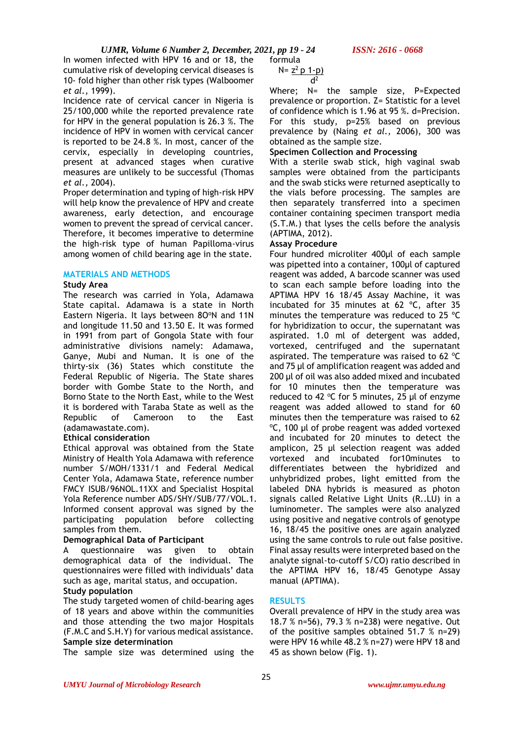In women infected with HPV 16 and or 18, the cumulative risk of developing cervical diseases is 10- fold higher than other risk types (Walboomer *et al.,* 1999).

Incidence rate of cervical cancer in Nigeria is 25/100,000 while the reported prevalence rate for HPV in the general population is 26.3 %. The incidence of HPV in women with cervical cancer is reported to be 24.8 %. In most, cancer of the cervix, especially in developing countries, present at advanced stages when curative measures are unlikely to be successful (Thomas *et al.,* 2004).

Proper determination and typing of high-risk HPV will help know the prevalence of HPV and create awareness, early detection, and encourage women to prevent the spread of cervical cancer. Therefore, it becomes imperative to determine the high-risk type of human Papilloma-virus among women of child bearing age in the state.

## MATERIALS AND METHODS

### Study Area

The research was carried in Yola, Adamawa State capital. Adamawa is a state in North Eastern Nigeria. It lays between 8O°N and 11N and longitude 11.50 and 13.50 E. It was formed in 1991 from part of Gongola State with four administrative divisions namely: Adamawa, Ganye, Mubi and Numan. It is one of the thirty-six (36) States which constitute the Federal Republic of Nigeria. The State shares border with Gombe State to the North, and Borno State to the North East, while to the West it is bordered with Taraba State as well as the Republic of Cameroon to the East (adamawastate.com).

### Ethical consideration

Ethical approval was obtained from the State Ministry of Health Yola Adamawa with reference number S/MOH/1331/1 and Federal Medical Center Yola, Adamawa State, reference number FMCY ISUB/96NOL.11XX and Specialist Hospital Yola Reference number ADS/SHY/SUB/77/VOL.1. Informed consent approval was signed by the participating population before collecting samples from them.

### Demographical Data of Participant

A questionnaire was given to obtain demographical data of the individual. The questionnaires were filled with individuals' data such as age, marital status, and occupation.

### Study population

The study targeted women of child-bearing ages of 18 years and above within the communities and those attending the two major Hospitals (F.M.C and S.H.Y) for various medical assistance.

### Sample size determination

The sample size was determined using the formula

$$N = \frac{z^2 p\, 1\text{-}p)}{d^2}$$

Where; N= the sample size, P=Expected prevalence or proportion. Z= Statistic for a level of confidence which is 1.96 at 95 %. d=Precision. For this study, p=25% based on previous prevalence by (Naing *et al.,* 2006), 300 was obtained as the sample size.

### Specimen Collection and Processing

With a sterile swab stick, high vaginal swab samples were obtained from the participants and the swab sticks were returned aseptically to the vials before processing. The samples are then separately transferred into a specimen container containing specimen transport media (S.T.M.) that lyses the cells before the analysis (APTIMA, 2012).

### Assay Procedure

Four hundred microliter 400µl of each sample was pipetted into a container, 100µl of captured reagent was added, A barcode scanner was used to scan each sample before loading into the APTIMA HPV 16 18/45 Assay Machine, it was incubated for 35 minutes at 62 °C, after 35 minutes the temperature was reduced to 25 °C for hybridization to occur, the supernatant was aspirated. 1.0 ml of detergent was added, vortexed, centrifuged and the supernatant aspirated. The temperature was raised to 62 °C and 75 µl of amplification reagent was added and 200 µl of oil was also added mixed and incubated for 10 minutes then the temperature was reduced to 42 °C for 5 minutes, 25 µl of enzyme reagent was added allowed to stand for 60 minutes then the temperature was raised to 62 °C, 100 µl of probe reagent was added vortexed and incubated for 20 minutes to detect the amplicon, 25 µl selection reagent was added vortexed and incubated for10minutes to differentiates between the hybridized and unhybridized probes, light emitted from the labeled DNA hybrids is measured as photon signals called Relative Light Units (R..LU) in a luminometer. The samples were also analyzed using positive and negative controls of genotype 16, 18/45 the positive ones are again analyzed using the same controls to rule out false positive. Final assay results were interpreted based on the analyte signal-to-cutoff S/CO) ratio described in the APTIMA HPV 16, 18/45 Genotype Assay manual (APTIMA).

## RESULTS

Overall prevalence of HPV in the study area was 18.7 % n=56), 79.3 % n=238) were negative. Out of the positive samples obtained 51.7 % n=29) were HPV 16 while 48.2 % n=27) were HPV 18 and 45 as shown below (Fig. 1).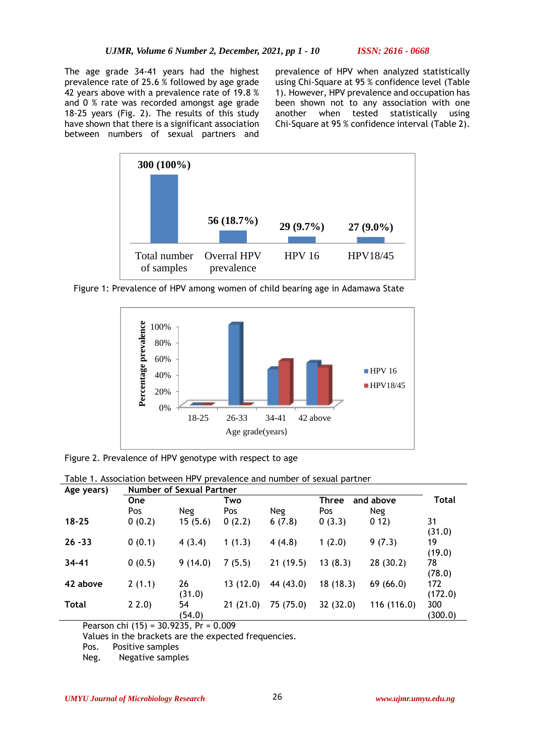The age grade 34-41 years had the highest prevalence rate of 25.6 % followed by age grade 42 years above with a prevalence rate of 19.8 % and 0 % rate was recorded amongst age grade 18-25 years (Fig. 2). The results of this study have shown that there is a significant association between numbers of sexual partners and prevalence of HPV when analyzed statistically using Chi-Square at 95 % confidence level (Table 1). However, HPV prevalence and occupation has been shown not to any association with one another when tested statistically using Chi-Square at 95 % confidence interval (Table 2).

Figure 1: Prevalence of HPV among women of child bearing age in Adamawa State

Figure 2. Prevalence of HPV genotype with respect to age

Table 1. Association between HPV prevalence and number of sexual partner

| Age years) | Number of Sexual Partner | | | | | | Total |
|---|---|---|---|---|---|---|---|
| | One | | Two | | Three and above | | |
| | Pos | Neg | Pos | Neg | Pos | Neg | |
| **18-25** | 0 (0.2) | 15 (5.6) | 0 (2.2) | 6 (7.8) | 0 (3.3) | 0 12) | 31 (31.0) |
| **26 -33** | 0 (0.1) | 4 (3.4) | 1 (1.3) | 4 (4.8) | 1 (2.0) | 9 (7.3) | 19 (19.0) |
| **34-41** | 0 (0.5) | 9 (14.0) | 7 (5.5) | 21 (19.5) | 13 (8.3) | 28 (30.2) | 78 (78.0) |
| **42 above** | 2 (1.1) | 26 (31.0) | 13 (12.0) | 44 (43.0) | 18 (18.3) | 69 (66.0) | 172 (172.0) |
| **Total** | 2 2.0) | 54 (54.0) | 21 (21.0) | 75 (75.0) | 32 (32.0) | 116 (116.0) | 300 (300.0) |

Pearson chi (15) = 30.9235, Pr = 0.009
Values in the brackets are the expected frequencies.
Pos. Positive samples
Neg. Negative samples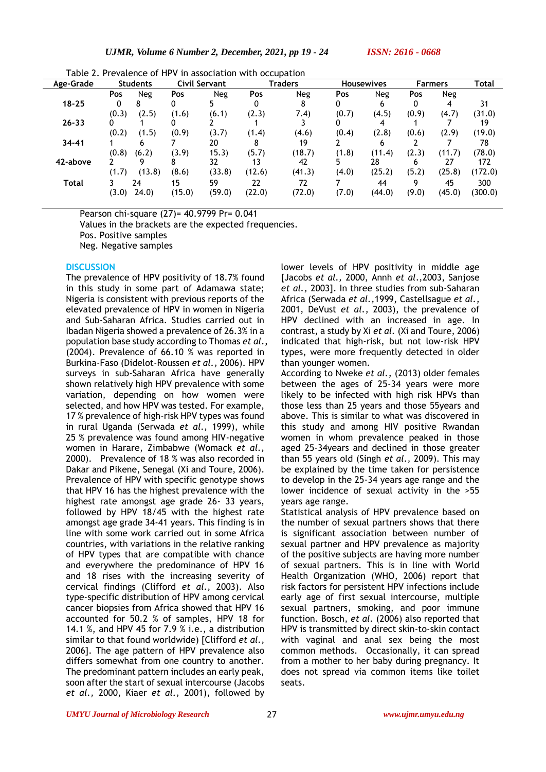Table 2. Prevalence of HPV in association with occupation

| Age-Grade | Students | | Civil Servant | | Traders | | Housewives | | Farmers | | Total |
|---|---|---|---|---|---|---|---|---|---|---|---|
| | Pos | Neg | Pos | Neg | Pos | Neg | Pos | Neg | Pos | Neg | |
| 18-25 | 0 (0.3) | 8 (2.5) | 0 (1.6) | 5 (6.1) | 0 (2.3) | 8 7.4) | 0 (0.7) | 6 (4.5) | 0 (0.9) | 4 (4.7) | 31 (31.0) |
| 26-33 | 0 (0.2) | 1 (1.5) | 0 (0.9) | 2 (3.7) | 1 (1.4) | 3 (4.6) | 0 (0.4) | 4 (2.8) | 1 (0.6) | 7 (2.9) | 19 (19.0) |
| 34-41 | 1 (0.8) | 6 (6.2) | 7 (3.9) | 20 15.3) | 8 (5.7) | 19 (18.7) | 2 (1.8) | 6 (11.4) | 2 (2.3) | 7 (11.7) | 78 (78.0) |
| 42-above | 2 (1.7) | 9 (13.8) | 8 (8.6) | 32 (33.8) | 13 (12.6) | 42 (41.3) | 5 (4.0) | 28 (25.2) | 6 (5.2) | 27 (25.8) | 172 (172.0) |
| Total | 3 (3.0) | 24 24.0) | 15 (15.0) | 59 (59.0) | 22 (22.0) | 72 (72.0) | 7 (7.0) | 44 (44.0) | 9 (9.0) | 45 (45.0) | 300 (300.0) |

Pearson chi-square (27)= 40.9799 Pr= 0.041
Values in the brackets are the expected frequencies.
Pos. Positive samples
Neg. Negative samples

## DISCUSSION

The prevalence of HPV positivity of 18.7% found in this study in some part of Adamawa state; Nigeria is consistent with previous reports of the elevated prevalence of HPV in women in Nigeria and Sub-Saharan Africa. Studies carried out in Ibadan Nigeria showed a prevalence of 26.3% in a population base study according to Thomas *et al.*, (2004). Prevalence of 66.10 % was reported in Burkina-Faso (Didelot-Roussen *et al.*, 2006). HPV surveys in sub-Saharan Africa have generally shown relatively high HPV prevalence with some variation, depending on how women were selected, and how HPV was tested. For example, 17 % prevalence of high-risk HPV types was found in rural Uganda (Serwada *et al.*, 1999), while 25 % prevalence was found among HIV-negative women in Harare, Zimbabwe (Womack *et al.*, 2000). Prevalence of 18 % was also recorded in Dakar and Pikene, Senegal (Xi and Toure, 2006). Prevalence of HPV with specific genotype shows that HPV 16 has the highest prevalence with the highest rate amongst age grade 26- 33 years, followed by HPV 18/45 with the highest rate amongst age grade 34-41 years. This finding is in line with some work carried out in some Africa countries, with variations in the relative ranking of HPV types that are compatible with chance and everywhere the predominance of HPV 16 and 18 rises with the increasing severity of cervical findings (Clifford *et al.*, 2003). Also type-specific distribution of HPV among cervical cancer biopsies from Africa showed that HPV 16 accounted for 50.2 % of samples, HPV 18 for 14.1 %, and HPV 45 for 7.9 % i.e., a distribution similar to that found worldwide) [Clifford *et al.*, 2006]. The age pattern of HPV prevalence also differs somewhat from one country to another. The predominant pattern includes an early peak, soon after the start of sexual intercourse (Jacobs *et al.*, 2000, Kiaer *et al.*, 2001), followed by lower levels of HPV positivity in middle age [Jacobs *et al.*, 2000, Annh *et al.*,2003, Sanjose *et al.*, 2003]. In three studies from sub-Saharan Africa (Serwada *et al.*,1999, Castellsague *et al.*, 2001, DeVust *et al.*, 2003), the prevalence of HPV declined with an increased in age. In contrast, a study by Xi *et al.* (Xi and Toure, 2006) indicated that high-risk, but not low-risk HPV types, were more frequently detected in older than younger women.

According to Nweke *et al.*, (2013) older females between the ages of 25-34 years were more likely to be infected with high risk HPVs than those less than 25 years and those 55years and above. This is similar to what was discovered in this study and among HIV positive Rwandan women in whom prevalence peaked in those aged 25-34years and declined in those greater than 55 years old (Singh *et al.*, 2009). This may be explained by the time taken for persistence to develop in the 25-34 years age range and the lower incidence of sexual activity in the >55 years age range.

Statistical analysis of HPV prevalence based on the number of sexual partners shows that there is significant association between number of sexual partner and HPV prevalence as majority of the positive subjects are having more number of sexual partners. This is in line with World Health Organization (WHO, 2006) report that risk factors for persistent HPV infections include early age of first sexual intercourse, multiple sexual partners, smoking, and poor immune function. Bosch, *et al.* (2006) also reported that HPV is transmitted by direct skin-to-skin contact with vaginal and anal sex being the most common methods. Occasionally, it can spread from a mother to her baby during pregnancy. It does not spread via common items like toilet seats.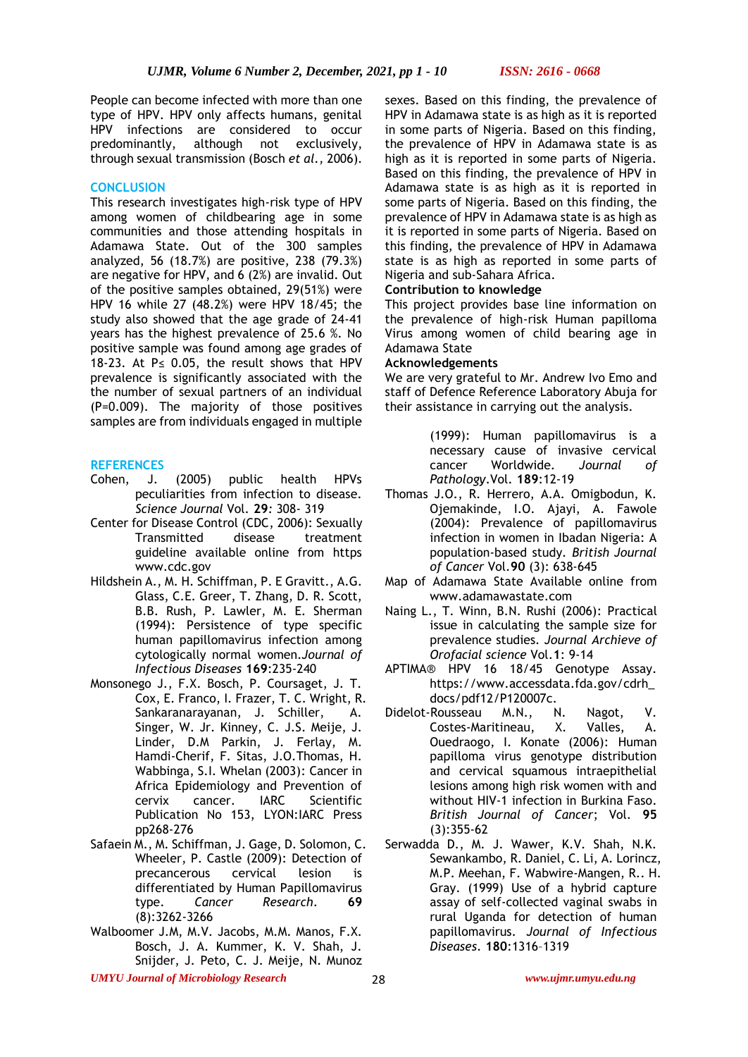People can become infected with more than one type of HPV. HPV only affects humans, genital HPV infections are considered to occur predominantly, although not exclusively, through sexual transmission (Bosch *et al.,* 2006).

## CONCLUSION

This research investigates high-risk type of HPV among women of childbearing age in some communities and those attending hospitals in Adamawa State. Out of the 300 samples analyzed, 56 (18.7%) are positive, 238 (79.3%) are negative for HPV, and 6 (2%) are invalid. Out of the positive samples obtained, 29(51%) were HPV 16 while 27 (48.2%) were HPV 18/45; the study also showed that the age grade of 24-41 years has the highest prevalence of 25.6 %. No positive sample was found among age grades of 18-23. At $P \leq 0.05$, the result shows that HPV prevalence is significantly associated with the the number of sexual partners of an individual (P=0.009). The majority of those positives samples are from individuals engaged in multiple sexes. Based on this finding, the prevalence of HPV in Adamawa state is as high as it is reported in some parts of Nigeria. Based on this finding, the prevalence of HPV in Adamawa state is as high as it is reported in some parts of Nigeria. Based on this finding, the prevalence of HPV in Adamawa state is as high as it is reported in some parts of Nigeria. Based on this finding, the prevalence of HPV in Adamawa state is as high as it is reported in some parts of Nigeria. Based on this finding, the prevalence of HPV in Adamawa state is as high as reported in some parts of Nigeria and sub-Sahara Africa.

**Contribution to knowledge**

This project provides base line information on the prevalence of high-risk Human papilloma Virus among women of child bearing age in Adamawa State

**Acknowledgements**

We are very grateful to Mr. Andrew Ivo Emo and staff of Defence Reference Laboratory Abuja for their assistance in carrying out the analysis.

## REFERENCES

Cohen, J. (2005) public health HPVs peculiarities from infection to disease. *Science Journal* Vol. **29***:* 308- 319

Center for Disease Control (CDC, 2006): Sexually Transmitted disease treatment guideline available online from https www.cdc.gov

Hildshein A., M. H. Schiffman, P. E Gravitt., A.G. Glass, C.E. Greer, T. Zhang, D. R. Scott, B.B. Rush, P. Lawler, M. E. Sherman (1994): Persistence of type specific human papillomavirus infection among cytologically normal women.*Journal of Infectious Diseases* **169**:235-240

Monsonego J., F.X. Bosch, P. Coursaget, J. T. Cox, E. Franco, I. Frazer, T. C. Wright, R. Sankaranarayanan, J. Schiller, A. Singer, W. Jr. Kinney, C. J.S. Meije, J. Linder, D.M Parkin, J. Ferlay, M. Hamdi-Cherif, F. Sitas, J.O.Thomas, H. Wabbinga, S.I. Whelan (2003): Cancer in Africa Epidemiology and Prevention of cervix cancer. IARC Scientific Publication No 153, LYON:IARC Press pp268-276

Safaein M., M. Schiffman, J. Gage, D. Solomon, C. Wheeler, P. Castle (2009): Detection of precancerous cervical lesion is differentiated by Human Papillomavirus type. *Cancer Research*. **69** (8):3262-3266

Walboomer J.M, M.V. Jacobs, M.M. Manos, F.X. Bosch, J. A. Kummer, K. V. Shah, J. Snijder, J. Peto, C. J. Meije, N. Munoz (1999): Human papillomavirus is a necessary cause of invasive cervical cancer Worldwide. *Journal of Pathology*.Vol. **189**:12-19

Thomas J.O., R. Herrero, A.A. Omigbodun, K. Ojemakinde, I.O. Ajayi, A. Fawole (2004): Prevalence of papillomavirus infection in women in Ibadan Nigeria: A population-based study. *British Journal of Cancer* Vol.**90** (3): 638-645

Map of Adamawa State Available online from www.adamawastate.com

Naing L., T. Winn, B.N. Rushi (2006): Practical issue in calculating the sample size for prevalence studies. *Journal Archieve of Orofacial science* Vol.**1**: 9-14

APTIMA® HPV 16 18/45 Genotype Assay. https://www.accessdata.fda.gov/cdrh_docs/pdf12/P120007c.

Didelot-Rousseau M.N., N. Nagot, V. Costes-Maritineau, X. Valles, A. Ouedraogo, I. Konate (2006): Human papilloma virus genotype distribution and cervical squamous intraepithelial lesions among high risk women with and without HIV-1 infection in Burkina Faso. *British Journal of Cancer*; Vol. **95** (3):355-62

Serwadda D., M. J. Wawer, K.V. Shah, N.K. Sewankambo, R. Daniel, C. Li, A. Lorincz, M.P. Meehan, F. Wabwire-Mangen, R.. H. Gray. (1999) Use of a hybrid capture assay of self-collected vaginal swabs in rural Uganda for detection of human papillomavirus. *Journal of Infectious Diseases*. **180**:1316–1319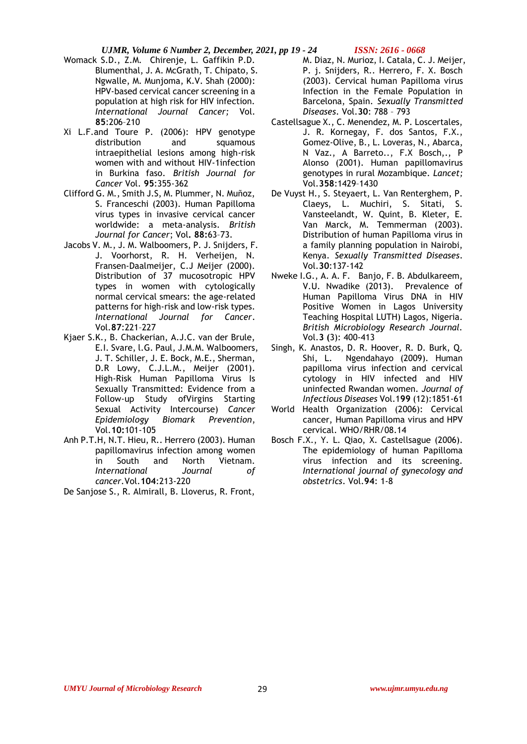Womack S.D., Z.M. Chirenje, L. Gaffikin P.D. Blumenthal, J. A. McGrath, T. Chipato, S. Ngwalle, M. Munjoma, K.V. Shah (2000): HPV-based cervical cancer screening in a population at high risk for HIV infection. *International Journal Cancer;* Vol. **85**:206–210

Xi L.F.and Toure P. (2006): HPV genotype distribution and squamous intraepithelial lesions among high-risk women with and without HIV-1infection in Burkina faso. *British Journal for Cancer* Vol. **95**:355-362

Clifford G. M., Smith J.S, M. Plummer, N. Muñoz, S. Franceschi (2003). Human Papilloma virus types in invasive cervical cancer worldwide: a meta-analysis. *British Journal for Cancer*; Vol**. 88:**63–73.

Jacobs V. M., J. M. Walboomers, P. J. Snijders, F. J. Voorhorst, R. H. Verheijen, N. Fransen-Daalmeijer, C.J Meijer (2000). Distribution of 37 mucosotropic HPV types in women with cytologically normal cervical smears: the age-related patterns for high-risk and low-risk types. *International Journal for Cancer*. Vol.**87**:221–227

Kjaer S.K., B. Chackerian, A.J.C. van der Brule, E.I. Svare, l.G. Paul, J.M.M. Walboomers, J. T. Schiller, J. E. Bock, M.E., Sherman, D.R Lowy, C.J.L.M., Meijer (2001). High-Risk Human Papilloma Virus Is Sexually Transmitted: Evidence from a Follow-up Study ofVirgins Starting Sexual Activity Intercourse) *Cancer Epidemiology Biomark Prevention*, Vol.**10:**101-105

Anh P.T.H, N.T. Hieu, R.. Herrero (2003). Human papillomavirus infection among women in South and North Vietnam. *International Journal of cancer*.Vol.**104**:213-220

De Sanjose S., R. Almirall, B. Lloverus, R. Front, M. Diaz, N. Murioz, I. Catala, C. J. Meijer, P. j. Snijders, R.. Herrero, F. X. Bosch (2003). Cervical human Papilloma virus Infection in the Female Population in Barcelona, Spain. *Sexually Transmitted Diseases*. Vol.**30**: 788 – 793

Castellsague X., C. Menendez, M. P. Loscertales, J. R. Kornegay, F. dos Santos, F.X., Gomez-Olive, B., L. Loveras, N., Abarca, N Vaz., A Barreto.., F.X Bosch,., P Alonso (2001). Human papillomavirus genotypes in rural Mozambique. *Lancet;* Vol.**358**:1429–1430

De Vuyst H., S. Steyaert, L. Van Renterghem, P. Claeys, L. Muchiri, S. Sitati, S. Vansteelandt, W. Quint, B. Kleter, E. Van Marck, M. Temmerman (2003). Distribution of human Papilloma virus in a family planning population in Nairobi, Kenya. *Sexually Transmitted Diseases*. Vol.**30**:137-142

Nweke I.G., A. A. F. Banjo, F. B. Abdulkareem, V.U. Nwadike (2013). Prevalence of Human Papilloma Virus DNA in HIV Positive Women in Lagos University Teaching Hospital LUTH) Lagos, Nigeria. *British Microbiology Research Journal*. Vol.**3 (**3): 400-413

Singh, K. Anastos, D. R. Hoover, R. D. Burk, Q. Shi, L. Ngendahayo (2009). Human papilloma virus infection and cervical cytology in HIV infected and HIV uninfected Rwandan women. *Journal of Infectious Diseases* Vol.1**99** (12):1851-61

World Health Organization (2006): Cervical cancer, Human Papilloma virus and HPV cervical. WHO/RHR/08.14

Bosch F.X., Y. L. Qiao, X. Castellsague (2006). The epidemiology of human Papilloma virus infection and its screening. *International journal of gynecology and obstetrics*. Vol.**94**: 1-8